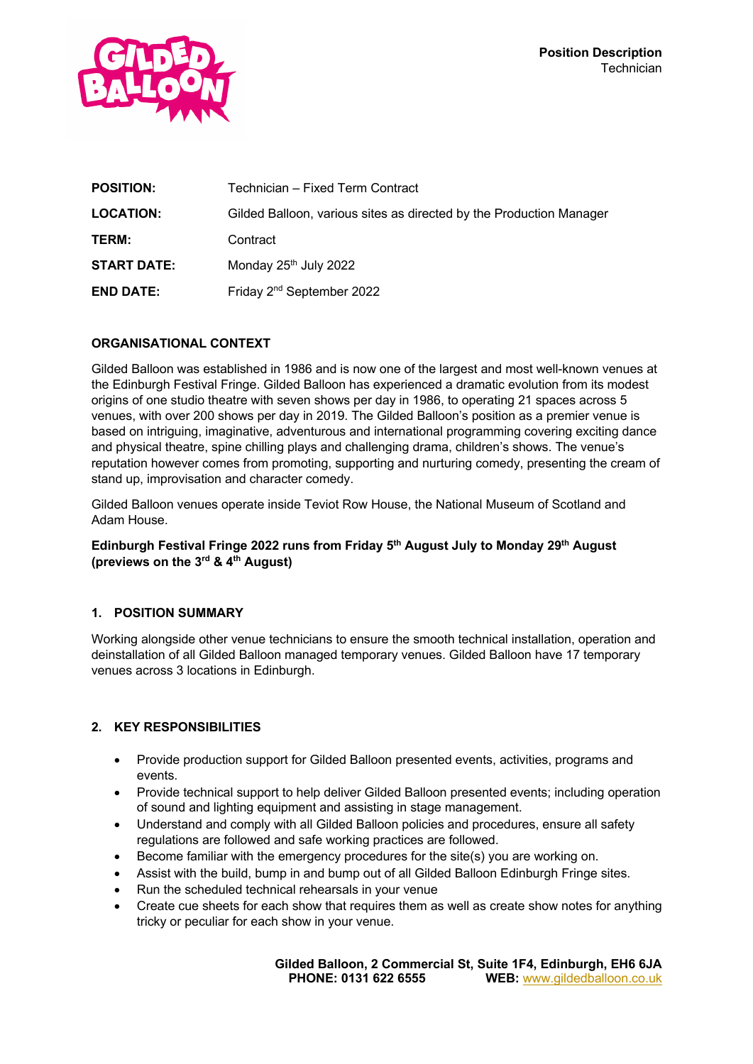**Position Description**
Technician

| | |
|---|---|
| **POSITION:** | Technician – Fixed Term Contract |
| **LOCATION:** | Gilded Balloon, various sites as directed by the Production Manager |
| **TERM:** | Contract |
| **START DATE:** | Monday 25th July 2022 |
| **END DATE:** | Friday 2nd September 2022 |

## ORGANISATIONAL CONTEXT

Gilded Balloon was established in 1986 and is now one of the largest and most well-known venues at the Edinburgh Festival Fringe. Gilded Balloon has experienced a dramatic evolution from its modest origins of one studio theatre with seven shows per day in 1986, to operating 21 spaces across 5 venues, with over 200 shows per day in 2019. The Gilded Balloon's position as a premier venue is based on intriguing, imaginative, adventurous and international programming covering exciting dance and physical theatre, spine chilling plays and challenging drama, children's shows. The venue's reputation however comes from promoting, supporting and nurturing comedy, presenting the cream of stand up, improvisation and character comedy.

Gilded Balloon venues operate inside Teviot Row House, the National Museum of Scotland and Adam House.

**Edinburgh Festival Fringe 2022 runs from Friday 5th August July to Monday 29th August (previews on the 3rd & 4th August)**

## 1. POSITION SUMMARY

Working alongside other venue technicians to ensure the smooth technical installation, operation and deinstallation of all Gilded Balloon managed temporary venues. Gilded Balloon have 17 temporary venues across 3 locations in Edinburgh.

## 2. KEY RESPONSIBILITIES

- Provide production support for Gilded Balloon presented events, activities, programs and events.
- Provide technical support to help deliver Gilded Balloon presented events; including operation of sound and lighting equipment and assisting in stage management.
- Understand and comply with all Gilded Balloon policies and procedures, ensure all safety regulations are followed and safe working practices are followed.
- Become familiar with the emergency procedures for the site(s) you are working on.
- Assist with the build, bump in and bump out of all Gilded Balloon Edinburgh Fringe sites.
- Run the scheduled technical rehearsals in your venue
- Create cue sheets for each show that requires them as well as create show notes for anything tricky or peculiar for each show in your venue.

**Gilded Balloon, 2 Commercial St, Suite 1F4, Edinburgh, EH6 6JA**
**PHONE: 0131 622 6555** **WEB:** www.gildedballoon.co.uk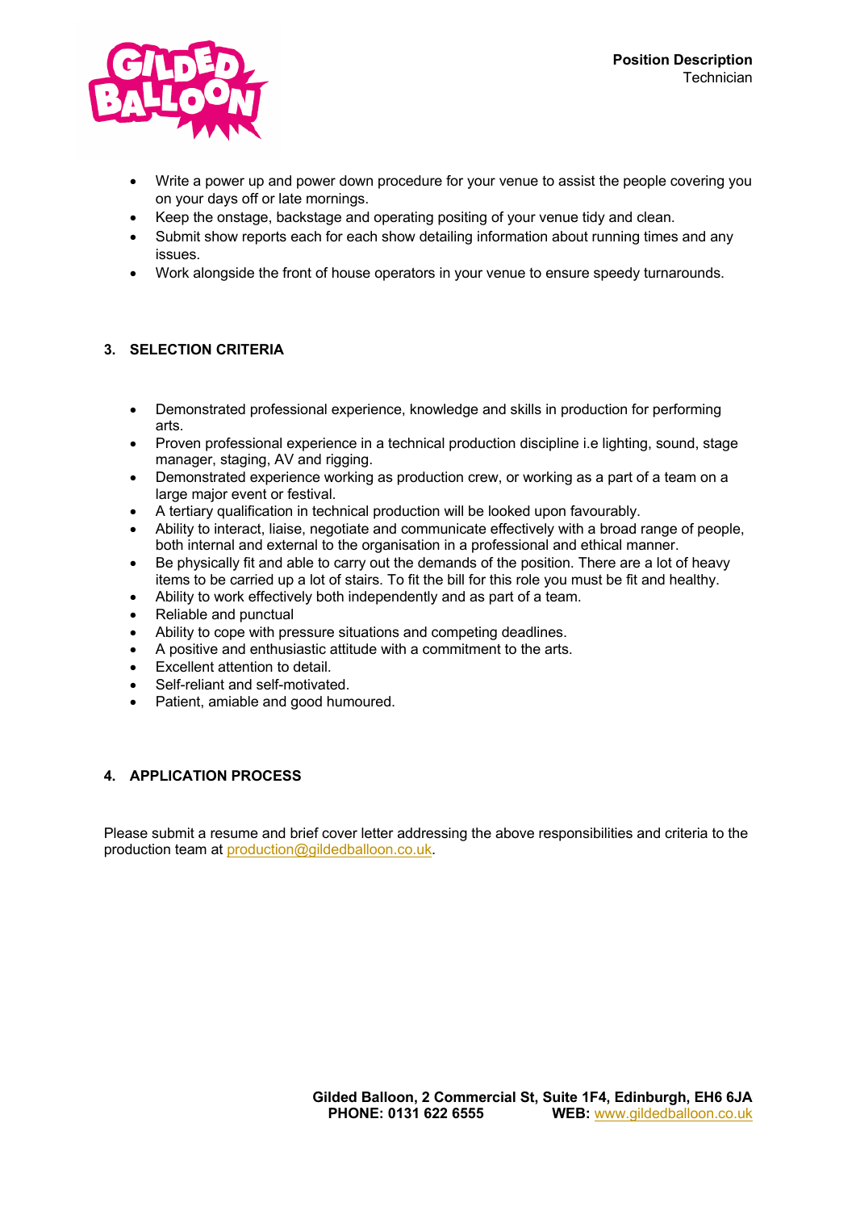- Write a power up and power down procedure for your venue to assist the people covering you on your days off or late mornings.
- Keep the onstage, backstage and operating positing of your venue tidy and clean.
- Submit show reports each for each show detailing information about running times and any issues.
- Work alongside the front of house operators in your venue to ensure speedy turnarounds.

## 3. SELECTION CRITERIA

- Demonstrated professional experience, knowledge and skills in production for performing arts.
- Proven professional experience in a technical production discipline i.e lighting, sound, stage manager, staging, AV and rigging.
- Demonstrated experience working as production crew, or working as a part of a team on a large major event or festival.
- A tertiary qualification in technical production will be looked upon favourably.
- Ability to interact, liaise, negotiate and communicate effectively with a broad range of people, both internal and external to the organisation in a professional and ethical manner.
- Be physically fit and able to carry out the demands of the position. There are a lot of heavy items to be carried up a lot of stairs. To fit the bill for this role you must be fit and healthy.
- Ability to work effectively both independently and as part of a team.
- Reliable and punctual
- Ability to cope with pressure situations and competing deadlines.
- A positive and enthusiastic attitude with a commitment to the arts.
- Excellent attention to detail.
- Self-reliant and self-motivated.
- Patient, amiable and good humoured.

## 4. APPLICATION PROCESS

Please submit a resume and brief cover letter addressing the above responsibilities and criteria to the production team at production@gildedballoon.co.uk.